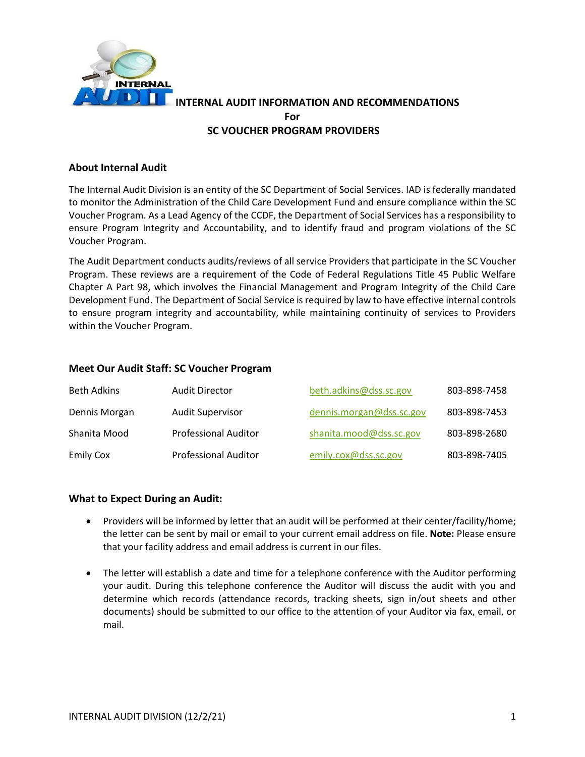# INTERNAL AUDIT INFORMATION AND RECOMMENDATIONS
# For
# SC VOUCHER PROGRAM PROVIDERS

## About Internal Audit

The Internal Audit Division is an entity of the SC Department of Social Services. IAD is federally mandated to monitor the Administration of the Child Care Development Fund and ensure compliance within the SC Voucher Program. As a Lead Agency of the CCDF, the Department of Social Services has a responsibility to ensure Program Integrity and Accountability, and to identify fraud and program violations of the SC Voucher Program.

The Audit Department conducts audits/reviews of all service Providers that participate in the SC Voucher Program. These reviews are a requirement of the Code of Federal Regulations Title 45 Public Welfare Chapter A Part 98, which involves the Financial Management and Program Integrity of the Child Care Development Fund. The Department of Social Service is required by law to have effective internal controls to ensure program integrity and accountability, while maintaining continuity of services to Providers within the Voucher Program.

## Meet Our Audit Staff: SC Voucher Program

| | | | |
|---|---|---|---|
| Beth Adkins | Audit Director | beth.adkins@dss.sc.gov | 803-898-7458 |
| Dennis Morgan | Audit Supervisor | dennis.morgan@dss.sc.gov | 803-898-7453 |
| Shanita Mood | Professional Auditor | shanita.mood@dss.sc.gov | 803-898-2680 |
| Emily Cox | Professional Auditor | emily.cox@dss.sc.gov | 803-898-7405 |

## What to Expect During an Audit:

- Providers will be informed by letter that an audit will be performed at their center/facility/home; the letter can be sent by mail or email to your current email address on file. **Note:** Please ensure that your facility address and email address is current in our files.
- The letter will establish a date and time for a telephone conference with the Auditor performing your audit. During this telephone conference the Auditor will discuss the audit with you and determine which records (attendance records, tracking sheets, sign in/out sheets and other documents) should be submitted to our office to the attention of your Auditor via fax, email, or mail.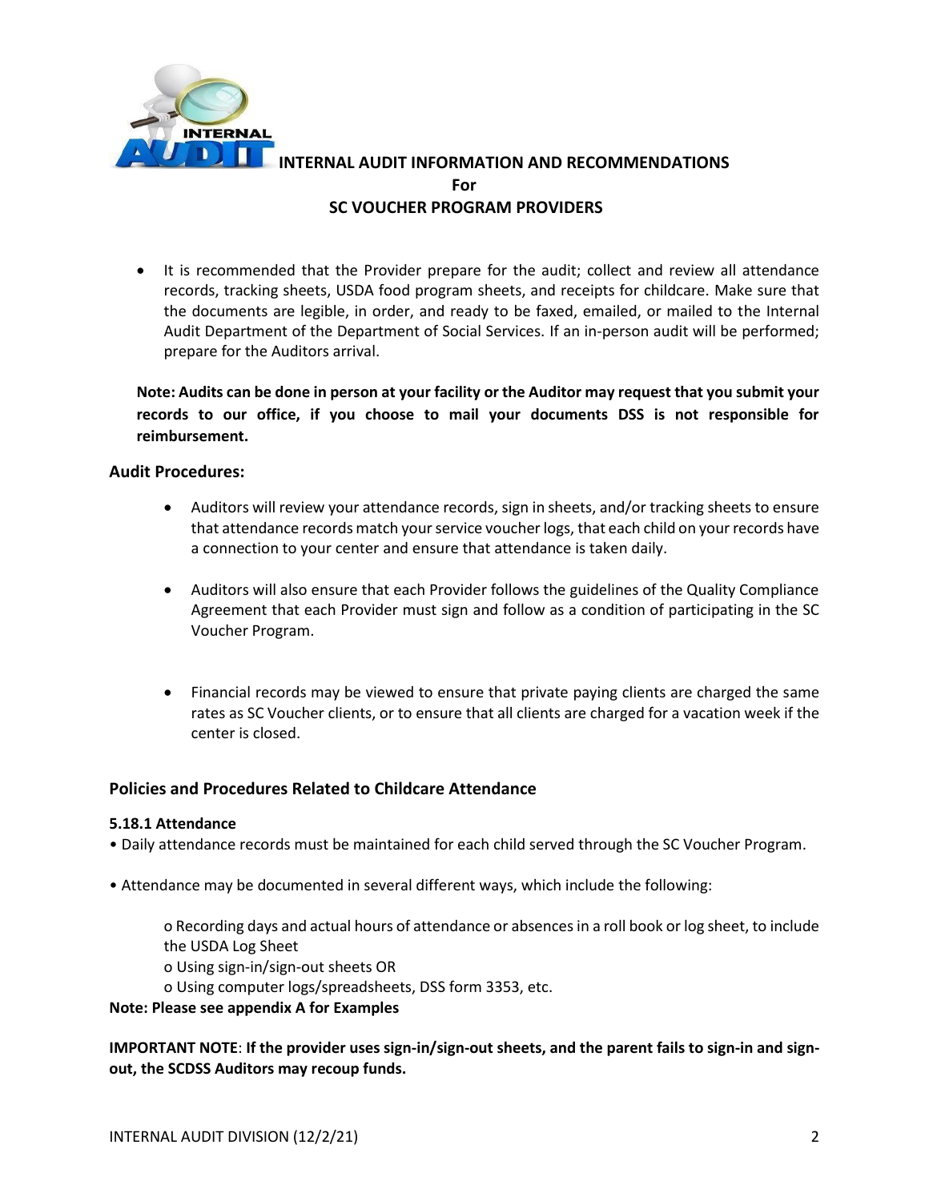# INTERNAL AUDIT INFORMATION AND RECOMMENDATIONS
## For
## SC VOUCHER PROGRAM PROVIDERS

- It is recommended that the Provider prepare for the audit; collect and review all attendance records, tracking sheets, USDA food program sheets, and receipts for childcare. Make sure that the documents are legible, in order, and ready to be faxed, emailed, or mailed to the Internal Audit Department of the Department of Social Services. If an in-person audit will be performed; prepare for the Auditors arrival.

**Note: Audits can be done in person at your facility or the Auditor may request that you submit your records to our office, if you choose to mail your documents DSS is not responsible for reimbursement.**

### Audit Procedures:

- Auditors will review your attendance records, sign in sheets, and/or tracking sheets to ensure that attendance records match your service voucher logs, that each child on your records have a connection to your center and ensure that attendance is taken daily.
- Auditors will also ensure that each Provider follows the guidelines of the Quality Compliance Agreement that each Provider must sign and follow as a condition of participating in the SC Voucher Program.
- Financial records may be viewed to ensure that private paying clients are charged the same rates as SC Voucher clients, or to ensure that all clients are charged for a vacation week if the center is closed.

### Policies and Procedures Related to Childcare Attendance

**5.18.1 Attendance**

- Daily attendance records must be maintained for each child served through the SC Voucher Program.
- Attendance may be documented in several different ways, which include the following:
  - Recording days and actual hours of attendance or absences in a roll book or log sheet, to include the USDA Log Sheet
  - Using sign-in/sign-out sheets OR
  - Using computer logs/spreadsheets, DSS form 3353, etc.

**Note: Please see appendix A for Examples**

**IMPORTANT NOTE**: **If the provider uses sign-in/sign-out sheets, and the parent fails to sign-in and sign-out, the SCDSS Auditors may recoup funds.**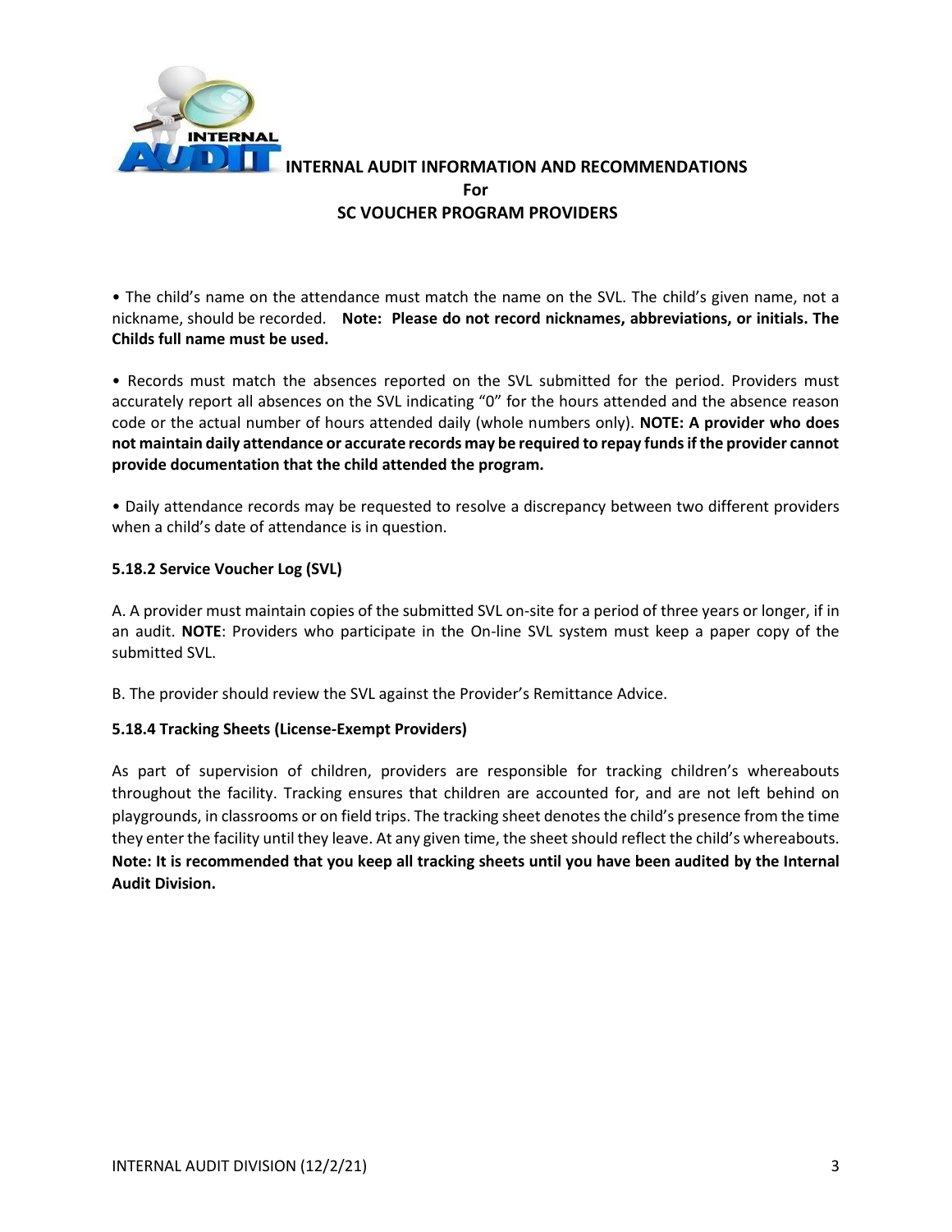**INTERNAL AUDIT INFORMATION AND RECOMMENDATIONS**
**For**
**SC VOUCHER PROGRAM PROVIDERS**

• The child's name on the attendance must match the name on the SVL. The child's given name, not a nickname, should be recorded. **Note: Please do not record nicknames, abbreviations, or initials. The Childs full name must be used.**

• Records must match the absences reported on the SVL submitted for the period. Providers must accurately report all absences on the SVL indicating "0" for the hours attended and the absence reason code or the actual number of hours attended daily (whole numbers only). **NOTE: A provider who does not maintain daily attendance or accurate records may be required to repay funds if the provider cannot provide documentation that the child attended the program.**

• Daily attendance records may be requested to resolve a discrepancy between two different providers when a child's date of attendance is in question.

**5.18.2 Service Voucher Log (SVL)**

A. A provider must maintain copies of the submitted SVL on-site for a period of three years or longer, if in an audit. **NOTE**: Providers who participate in the On-line SVL system must keep a paper copy of the submitted SVL.

B. The provider should review the SVL against the Provider's Remittance Advice.

**5.18.4 Tracking Sheets (License-Exempt Providers)**

As part of supervision of children, providers are responsible for tracking children's whereabouts throughout the facility. Tracking ensures that children are accounted for, and are not left behind on playgrounds, in classrooms or on field trips. The tracking sheet denotes the child's presence from the time they enter the facility until they leave. At any given time, the sheet should reflect the child's whereabouts. **Note: It is recommended that you keep all tracking sheets until you have been audited by the Internal Audit Division.**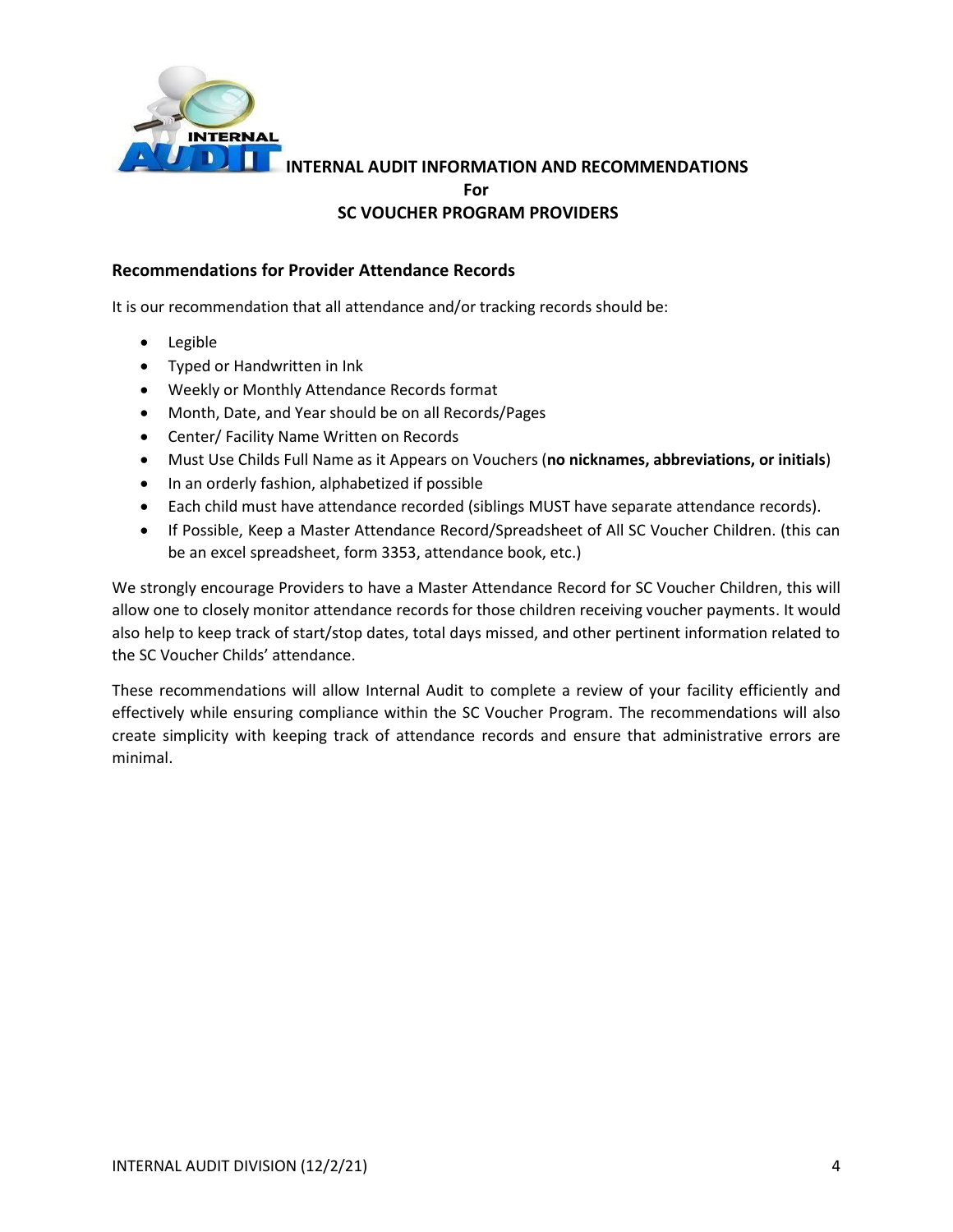# INTERNAL AUDIT INFORMATION AND RECOMMENDATIONS
# For
# SC VOUCHER PROGRAM PROVIDERS

## Recommendations for Provider Attendance Records

It is our recommendation that all attendance and/or tracking records should be:

- Legible
- Typed or Handwritten in Ink
- Weekly or Monthly Attendance Records format
- Month, Date, and Year should be on all Records/Pages
- Center/ Facility Name Written on Records
- Must Use Childs Full Name as it Appears on Vouchers (**no nicknames, abbreviations, or initials**)
- In an orderly fashion, alphabetized if possible
- Each child must have attendance recorded (siblings MUST have separate attendance records).
- If Possible, Keep a Master Attendance Record/Spreadsheet of All SC Voucher Children. (this can be an excel spreadsheet, form 3353, attendance book, etc.)

We strongly encourage Providers to have a Master Attendance Record for SC Voucher Children, this will allow one to closely monitor attendance records for those children receiving voucher payments. It would also help to keep track of start/stop dates, total days missed, and other pertinent information related to the SC Voucher Childs' attendance.

These recommendations will allow Internal Audit to complete a review of your facility efficiently and effectively while ensuring compliance within the SC Voucher Program. The recommendations will also create simplicity with keeping track of attendance records and ensure that administrative errors are minimal.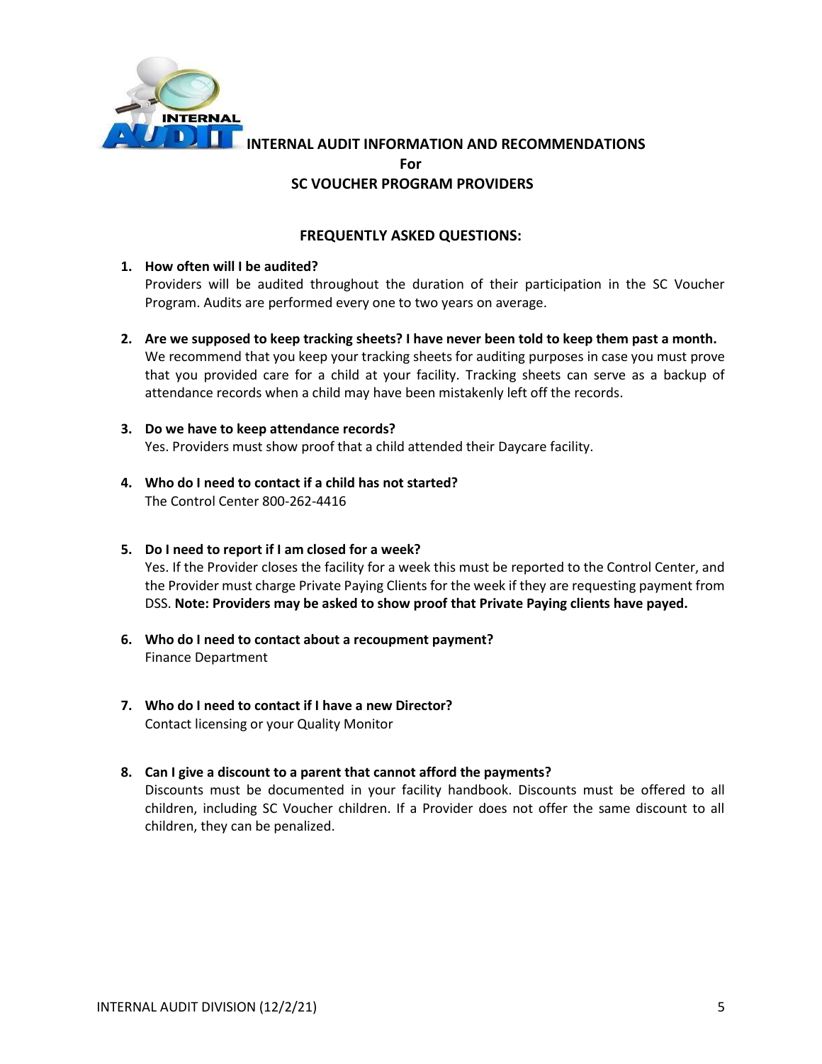# INTERNAL AUDIT INFORMATION AND RECOMMENDATIONS
## For
## SC VOUCHER PROGRAM PROVIDERS

### FREQUENTLY ASKED QUESTIONS:

1. **How often will I be audited?**
   Providers will be audited throughout the duration of their participation in the SC Voucher Program. Audits are performed every one to two years on average.

2. **Are we supposed to keep tracking sheets? I have never been told to keep them past a month.**
   We recommend that you keep your tracking sheets for auditing purposes in case you must prove that you provided care for a child at your facility. Tracking sheets can serve as a backup of attendance records when a child may have been mistakenly left off the records.

3. **Do we have to keep attendance records?**
   Yes. Providers must show proof that a child attended their Daycare facility.

4. **Who do I need to contact if a child has not started?**
   The Control Center 800-262-4416

5. **Do I need to report if I am closed for a week?**
   Yes. If the Provider closes the facility for a week this must be reported to the Control Center, and the Provider must charge Private Paying Clients for the week if they are requesting payment from DSS. **Note: Providers may be asked to show proof that Private Paying clients have payed.**

6. **Who do I need to contact about a recoupment payment?**
   Finance Department

7. **Who do I need to contact if I have a new Director?**
   Contact licensing or your Quality Monitor

8. **Can I give a discount to a parent that cannot afford the payments?**
   Discounts must be documented in your facility handbook. Discounts must be offered to all children, including SC Voucher children. If a Provider does not offer the same discount to all children, they can be penalized.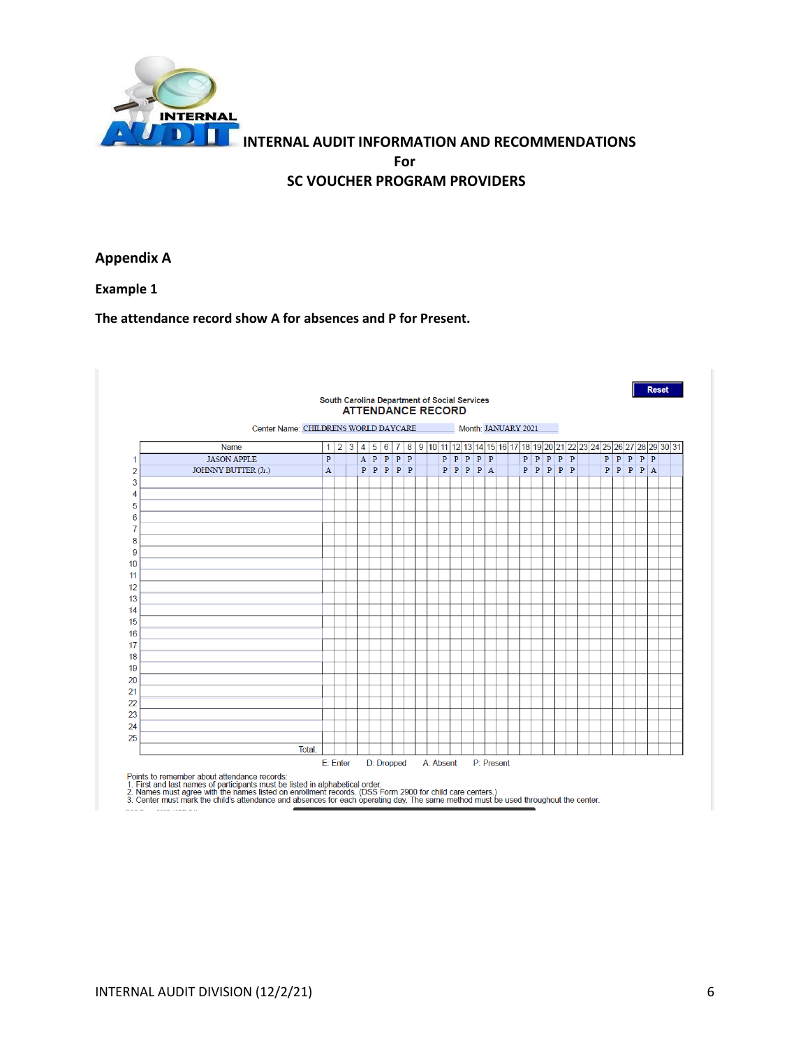## Appendix A

### Example 1

**The attendance record show A for absences and P for Present.**

South Carolina Department of Social Services
**ATTENDANCE RECORD**

Reset

Center Name: CHILDRENS WORLD DAYCARE    Month: JANUARY 2021

| | Name | 1 | 2 | 3 | 4 | 5 | 6 | 7 | 8 | 9 | 10 | 11 | 12 | 13 | 14 | 15 | 16 | 17 | 18 | 19 | 20 | 21 | 22 | 23 | 24 | 25 | 26 | 27 | 28 | 29 | 30 | 31 |
|---|---|---|---|---|---|---|---|---|---|---|---|---|---|---|---|---|---|---|---|---|---|---|---|---|---|---|---|---|---|---|---|---|
| 1 | JASON APPLE | P | | | A | P | P | P | P | | | P | P | P | P | P | | | P | P | P | P | P | | | P | P | P | P | P | | |
| 2 | JOHNNY BUTTER (Jr.) | A | | | P | P | P | P | P | | | P | P | P | P | A | | | P | P | P | P | P | | | P | P | P | P | A | | |
| 3 | | | | | | | | | | | | | | | | | | | | | | | | | | | | | | | | |
| 4 | | | | | | | | | | | | | | | | | | | | | | | | | | | | | | | | |
| 5 | | | | | | | | | | | | | | | | | | | | | | | | | | | | | | | | |
| 6 | | | | | | | | | | | | | | | | | | | | | | | | | | | | | | | | |
| 7 | | | | | | | | | | | | | | | | | | | | | | | | | | | | | | | | |
| 8 | | | | | | | | | | | | | | | | | | | | | | | | | | | | | | | | |
| 9 | | | | | | | | | | | | | | | | | | | | | | | | | | | | | | | | |
| 10 | | | | | | | | | | | | | | | | | | | | | | | | | | | | | | | | |
| 11 | | | | | | | | | | | | | | | | | | | | | | | | | | | | | | | | |
| 12 | | | | | | | | | | | | | | | | | | | | | | | | | | | | | | | | |
| 13 | | | | | | | | | | | | | | | | | | | | | | | | | | | | | | | | |
| 14 | | | | | | | | | | | | | | | | | | | | | | | | | | | | | | | | |
| 15 | | | | | | | | | | | | | | | | | | | | | | | | | | | | | | | | |
| 16 | | | | | | | | | | | | | | | | | | | | | | | | | | | | | | | | |
| 17 | | | | | | | | | | | | | | | | | | | | | | | | | | | | | | | | |
| 18 | | | | | | | | | | | | | | | | | | | | | | | | | | | | | | | | |
| 19 | | | | | | | | | | | | | | | | | | | | | | | | | | | | | | | | |
| 20 | | | | | | | | | | | | | | | | | | | | | | | | | | | | | | | | |
| 21 | | | | | | | | | | | | | | | | | | | | | | | | | | | | | | | | |
| 22 | | | | | | | | | | | | | | | | | | | | | | | | | | | | | | | | |
| 23 | | | | | | | | | | | | | | | | | | | | | | | | | | | | | | | | |
| 24 | | | | | | | | | | | | | | | | | | | | | | | | | | | | | | | | |
| 25 | | | | | | | | | | | | | | | | | | | | | | | | | | | | | | | | |
| | Total: | | | | | | | | | | | | | | | | | | | | | | | | | | | | | | | |

E: Enter    D: Dropped    A: Absent    P: Present

Points to remember about attendance records:
1. First and last names of participants must be listed in alphabetical order.
2. Names must agree with the names listed on enrollment records. (DSS Form 2900 for child care centers.)
3. Center must mark the child's attendance and absences for each operating day. The same method must be used throughout the center.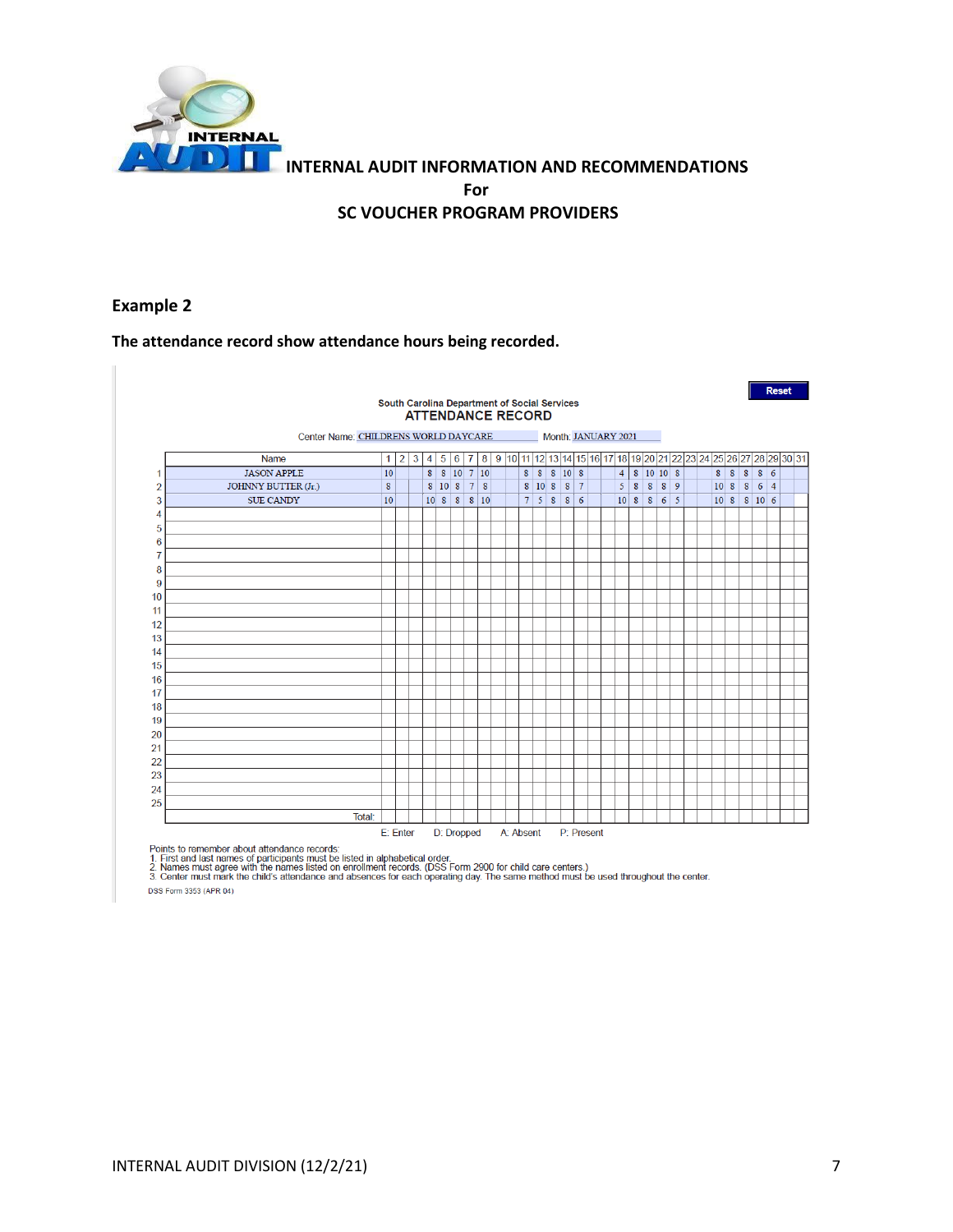# INTERNAL AUDIT INFORMATION AND RECOMMENDATIONS
## For
## SC VOUCHER PROGRAM PROVIDERS

### Example 2

**The attendance record show attendance hours being recorded.**

Reset

South Carolina Department of Social Services
**ATTENDANCE RECORD**

Center Name: CHILDRENS WORLD DAYCARE Month: JANUARY 2021

| | Name | 1 | 2 | 3 | 4 | 5 | 6 | 7 | 8 | 9 | 10 | 11 | 12 | 13 | 14 | 15 | 16 | 17 | 18 | 19 | 20 | 21 | 22 | 23 | 24 | 25 | 26 | 27 | 28 | 29 | 30 | 31 |
|---|---|---|---|---|---|---|---|---|---|---|---|---|---|---|---|---|---|---|---|---|---|---|---|---|---|---|---|---|---|---|---|---|
| 1 | JASON APPLE | 10 | | | 8 | 8 | 10 | 7 | 10 | | | 8 | 8 | 8 | 10 | 8 | | | 4 | 8 | 10 | 10 | 8 | | | 8 | 8 | 8 | 8 | 6 | | |
| 2 | JOHNNY BUTTER (Jr.) | 8 | | | 8 | 10 | 8 | 7 | 8 | | | 8 | 10 | 8 | 8 | 7 | | | 5 | 8 | 8 | 8 | 9 | | | 10 | 8 | 8 | 6 | 4 | | |
| 3 | SUE CANDY | 10 | | | 10 | 8 | 8 | 8 | 10 | | | 7 | 5 | 8 | 8 | 6 | | | 10 | 8 | 8 | 6 | 5 | | | 10 | 8 | 8 | 10 | 6 | | |
| 4 | | | | | | | | | | | | | | | | | | | | | | | | | | | | | | | | |
| 5 | | | | | | | | | | | | | | | | | | | | | | | | | | | | | | | | |
| 6 | | | | | | | | | | | | | | | | | | | | | | | | | | | | | | | | |
| 7 | | | | | | | | | | | | | | | | | | | | | | | | | | | | | | | | |
| 8 | | | | | | | | | | | | | | | | | | | | | | | | | | | | | | | | |
| 9 | | | | | | | | | | | | | | | | | | | | | | | | | | | | | | | | |
| 10 | | | | | | | | | | | | | | | | | | | | | | | | | | | | | | | | |
| 11 | | | | | | | | | | | | | | | | | | | | | | | | | | | | | | | | |
| 12 | | | | | | | | | | | | | | | | | | | | | | | | | | | | | | | | |
| 13 | | | | | | | | | | | | | | | | | | | | | | | | | | | | | | | | |
| 14 | | | | | | | | | | | | | | | | | | | | | | | | | | | | | | | | |
| 15 | | | | | | | | | | | | | | | | | | | | | | | | | | | | | | | | |
| 16 | | | | | | | | | | | | | | | | | | | | | | | | | | | | | | | | |
| 17 | | | | | | | | | | | | | | | | | | | | | | | | | | | | | | | | |
| 18 | | | | | | | | | | | | | | | | | | | | | | | | | | | | | | | | |
| 19 | | | | | | | | | | | | | | | | | | | | | | | | | | | | | | | | |
| 20 | | | | | | | | | | | | | | | | | | | | | | | | | | | | | | | | |
| 21 | | | | | | | | | | | | | | | | | | | | | | | | | | | | | | | | |
| 22 | | | | | | | | | | | | | | | | | | | | | | | | | | | | | | | | |
| 23 | | | | | | | | | | | | | | | | | | | | | | | | | | | | | | | | |
| 24 | | | | | | | | | | | | | | | | | | | | | | | | | | | | | | | | |
| 25 | | | | | | | | | | | | | | | | | | | | | | | | | | | | | | | | |
| | Total: | | | | | | | | | | | | | | | | | | | | | | | | | | | | | | | |

E: Enter D: Dropped A: Absent P: Present

Points to remember about attendance records:
1. First and last names of participants must be listed in alphabetical order.
2. Names must agree with the names listed on enrollment records. (DSS Form 2900 for child care centers.)
3. Center must mark the child's attendance and absences for each operating day. The same method must be used throughout the center.

DSS Form 3353 (APR 04)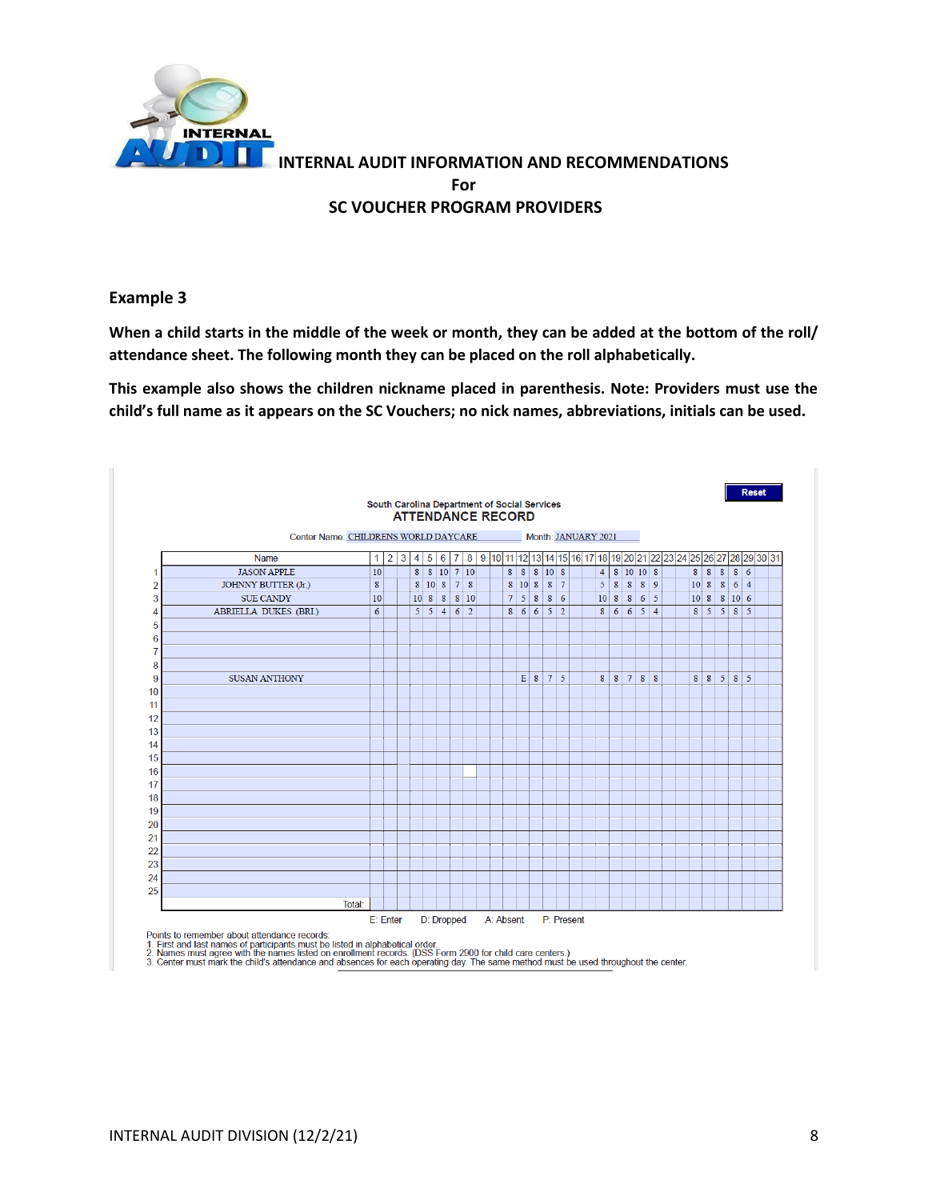# INTERNAL AUDIT INFORMATION AND RECOMMENDATIONS
## For
## SC VOUCHER PROGRAM PROVIDERS

### Example 3

**When a child starts in the middle of the week or month, they can be added at the bottom of the roll/ attendance sheet. The following month they can be placed on the roll alphabetically.**

**This example also shows the children nickname placed in parenthesis. Note: Providers must use the child's full name as it appears on the SC Vouchers; no nick names, abbreviations, initials can be used.**

South Carolina Department of Social Services
ATTENDANCE RECORD

Reset

Center Name: CHILDRENS WORLD DAYCARE Month: JANUARY 2021

| | Name | 1 | 2 | 3 | 4 | 5 | 6 | 7 | 8 | 9 | 10 | 11 | 12 | 13 | 14 | 15 | 16 | 17 | 18 | 19 | 20 | 21 | 22 | 23 | 24 | 25 | 26 | 27 | 28 | 29 | 30 | 31 |
|---|---|---|---|---|---|---|---|---|---|---|---|---|---|---|---|---|---|---|---|---|---|---|---|---|---|---|---|---|---|---|---|---|
| 1 | JASON APPLE | 10 | | | 8 | 8 | 10 | 7 | 10 | | | 8 | 8 | 8 | 10 | 8 | | | 4 | 8 | 10 | 10 | 8 | | | 8 | 8 | 8 | 8 | 6 | | |
| 2 | JOHNNY BUTTER (Jr.) | 8 | | | 8 | 10 | 8 | 7 | 8 | | | 8 | 10 | 8 | 8 | 7 | | | 5 | 8 | 8 | 8 | 9 | | | 10 | 8 | 8 | 6 | 4 | | |
| 3 | SUE CANDY | 10 | | | 10 | 8 | 8 | 8 | 10 | | | 7 | 5 | 8 | 8 | 6 | | | 10 | 8 | 8 | 6 | 5 | | | 10 | 8 | 8 | 10 | 6 | | |
| 4 | ABRIELLA DUKES (BRI) | 6 | | | 5 | 5 | 4 | 6 | 2 | | | 8 | 6 | 6 | 5 | 2 | | | 8 | 6 | 6 | 5 | 4 | | | 8 | 5 | 5 | 8 | 5 | | |
| 5 | | | | | | | | | | | | | | | | | | | | | | | | | | | | | | | | |
| 6 | | | | | | | | | | | | | | | | | | | | | | | | | | | | | | | | |
| 7 | | | | | | | | | | | | | | | | | | | | | | | | | | | | | | | | |
| 8 | | | | | | | | | | | | | | | | | | | | | | | | | | | | | | | | |
| 9 | SUSAN ANTHONY | | | | | | | | | | | | E | 8 | 7 | 5 | | | 8 | 8 | 7 | 8 | 8 | | | 8 | 8 | 5 | 8 | 5 | | |
| 10 | | | | | | | | | | | | | | | | | | | | | | | | | | | | | | | | |
| 11 | | | | | | | | | | | | | | | | | | | | | | | | | | | | | | | | |
| 12 | | | | | | | | | | | | | | | | | | | | | | | | | | | | | | | | |
| 13 | | | | | | | | | | | | | | | | | | | | | | | | | | | | | | | | |
| 14 | | | | | | | | | | | | | | | | | | | | | | | | | | | | | | | | |
| 15 | | | | | | | | | | | | | | | | | | | | | | | | | | | | | | | | |
| 16 | | | | | | | | | | | | | | | | | | | | | | | | | | | | | | | | |
| 17 | | | | | | | | | | | | | | | | | | | | | | | | | | | | | | | | |
| 18 | | | | | | | | | | | | | | | | | | | | | | | | | | | | | | | | |
| 19 | | | | | | | | | | | | | | | | | | | | | | | | | | | | | | | | |
| 20 | | | | | | | | | | | | | | | | | | | | | | | | | | | | | | | | |
| 21 | | | | | | | | | | | | | | | | | | | | | | | | | | | | | | | | |
| 22 | | | | | | | | | | | | | | | | | | | | | | | | | | | | | | | | |
| 23 | | | | | | | | | | | | | | | | | | | | | | | | | | | | | | | | |
| 24 | | | | | | | | | | | | | | | | | | | | | | | | | | | | | | | | |
| 25 | | | | | | | | | | | | | | | | | | | | | | | | | | | | | | | | |
| | Total: | | | | | | | | | | | | | | | | | | | | | | | | | | | | | | | |

E: Enter D: Dropped A: Absent P: Present

Points to remember about attendance records:
1. First and last names of participants must be listed in alphabetical order.
2. Names must agree with the names listed on enrollment records. (DSS Form 2900 for child care centers.)
3. Center must mark the child's attendance and absences for each operating day. The same method must be used throughout the center.